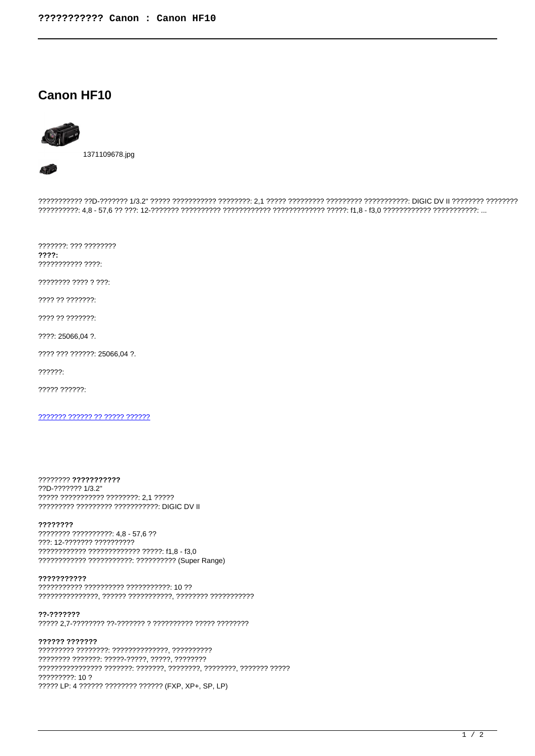# Canon HF10

1371109678.jpg

??????????? ??D-??????? 1/3.2" ????? ??????????? ????????: 2,1 ????? ????????? ????????? ???????????: DIGIC DV II ???????? ???????? ??????????: 4,8 - 57,6 ?? ???: 12-??????? ?????????? ???????????? ????????????? ?????: f1,8 - f3,0 ???????????? ???????????: ...

???????: ??? ????????
**????:**
??????????? ????:

???????? ???? ? ???:

???? ?? ???????:

???? ?? ???????:

????: 25066,04 ?.

???? ??? ??????: 25066,04 ?.

??????:

????? ??????:

??????? ?????? ?? ????? ??????

???????? **???????????**
??D-??????? 1/3.2"
????? ??????????? ????????: 2,1 ?????
????????? ????????? ???????????: DIGIC DV II

**????????**
???????? ??????????: 4,8 - 57,6 ??
???: 12-??????? ??????????
???????????? ????????????? ?????: f1,8 - f3,0
???????????? ???????????: ?????????? (Super Range)

**???????????**
??????????? ?????????? ???????????: 10 ??
???????????????, ?????? ???????????, ???????? ???????????

**??-???????**
????? 2,7-???????? ??-??????? ? ?????????? ????? ????????

**?????? ???????**
????????? ????????: ??????????????, ??????????
???????? ???????: ?????-?????, ?????, ????????
???????????????? ???????: ???????, ????????, ????????, ??????? ?????
?????????: 10 ?
????? LP: 4 ?????? ???????? ?????? (FXP, XP+, SP, LP)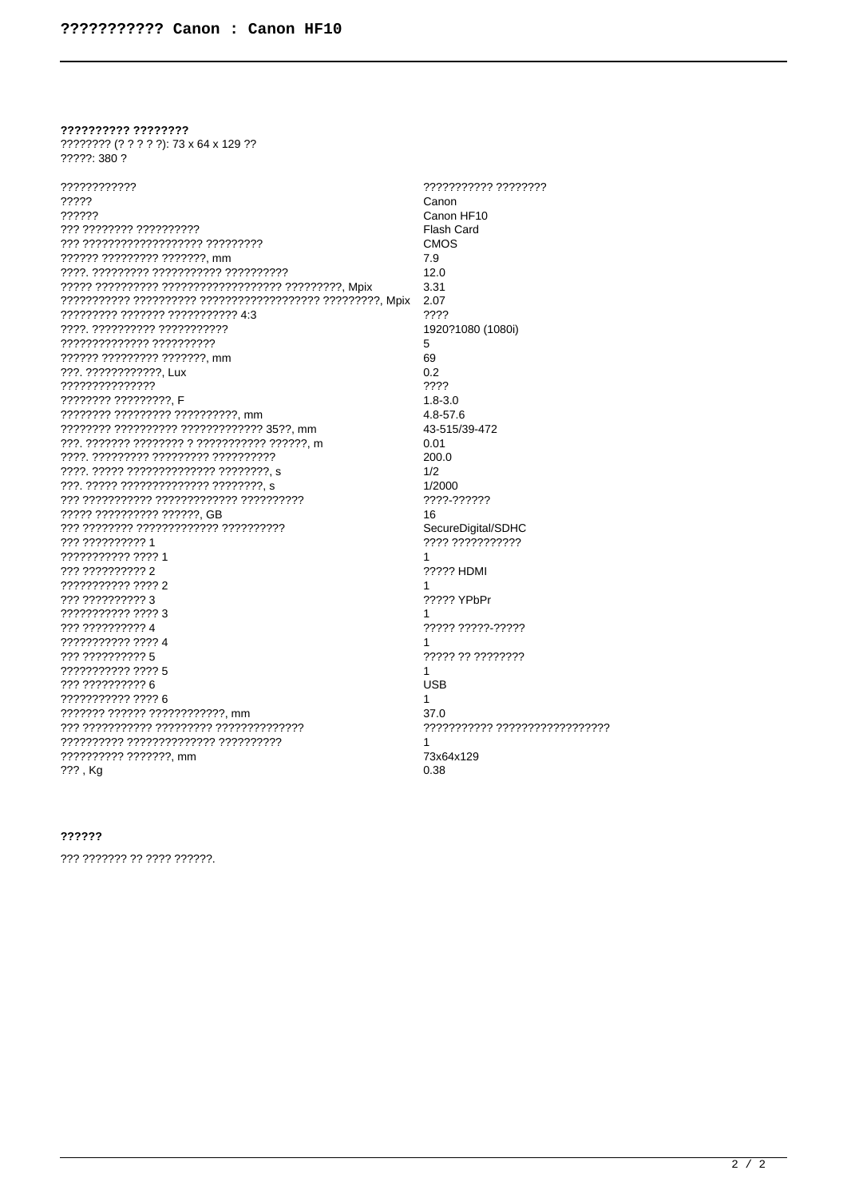# ??????????? Canon : Canon HF10

**?????????? ????????**

???????? (? ? ? ? ?): 73 x 64 x 129 ??

?????: 380 ?

| | |
|---|---|
| ???????????? | ??????????? ???????? |
| ????? | Canon |
| ?????? | Canon HF10 |
| ??? ???????? ?????????? | Flash Card |
| ??? ??????????????????? ????????? | CMOS |
| ?????? ????????? ???????, mm | 7.9 |
| ????. ????????? ??????????? ?????????? | 12.0 |
| ????? ?????????? ??????????????????? ?????????, Mpix | 3.31 |
| ??????????? ?????????? ??????????????????? ?????????, Mpix | 2.07 |
| ????????? ??????? ??????????? 4:3 | ???? |
| ????. ?????????? ??????????? | 1920?1080 (1080i) |
| ?????????????? ?????????? | 5 |
| ?????? ????????? ???????, mm | 69 |
| ???. ????????????, Lux | 0.2 |
| ??????????????? | ???? |
| ???????? ?????????, F | 1.8-3.0 |
| ???????? ????????? ??????????, mm | 4.8-57.6 |
| ???????? ?????????? ????????????? 35??, mm | 43-515/39-472 |
| ???. ??????? ???????? ? ??????????? ??????, m | 0.01 |
| ????. ????????? ????????? ?????????? | 200.0 |
| ????. ????? ?????????????? ????????, s | 1/2 |
| ???. ????? ?????????????? ????????, s | 1/2000 |
| ??? ???????????? ????????????? ?????????? | ????-?????? |
| ????? ?????????? ??????, GB | 16 |
| ??? ???????? ????????????? ?????????? | SecureDigital/SDHC |
| ??? ?????????? 1 | ???? ??????????? |
| ??????????? ???? 1 | 1 |
| ??? ?????????? 2 | ????? HDMI |
| ??????????? ???? 2 | 1 |
| ??? ?????????? 3 | ????? YPbPr |
| ??????????? ???? 3 | 1 |
| ??? ?????????? 4 | ????? ?????-????? |
| ??????????? ???? 4 | 1 |
| ??? ?????????? 5 | ????? ?? ???????? |
| ??????????? ???? 5 | 1 |
| ??? ?????????? 6 | USB |
| ??????????? ???? 6 | 1 |
| ??????? ?????? ????????????, mm | 37.0 |
| ??? ??????????? ????????? ?????????????? | ??????????? ?????????????????? |
| ?????????? ?????????????? ?????????? | 1 |
| ?????????? ???????, mm | 73x64x129 |
| ??? , Kg | 0.38 |

**??????**

??? ??????? ?? ???? ??????.